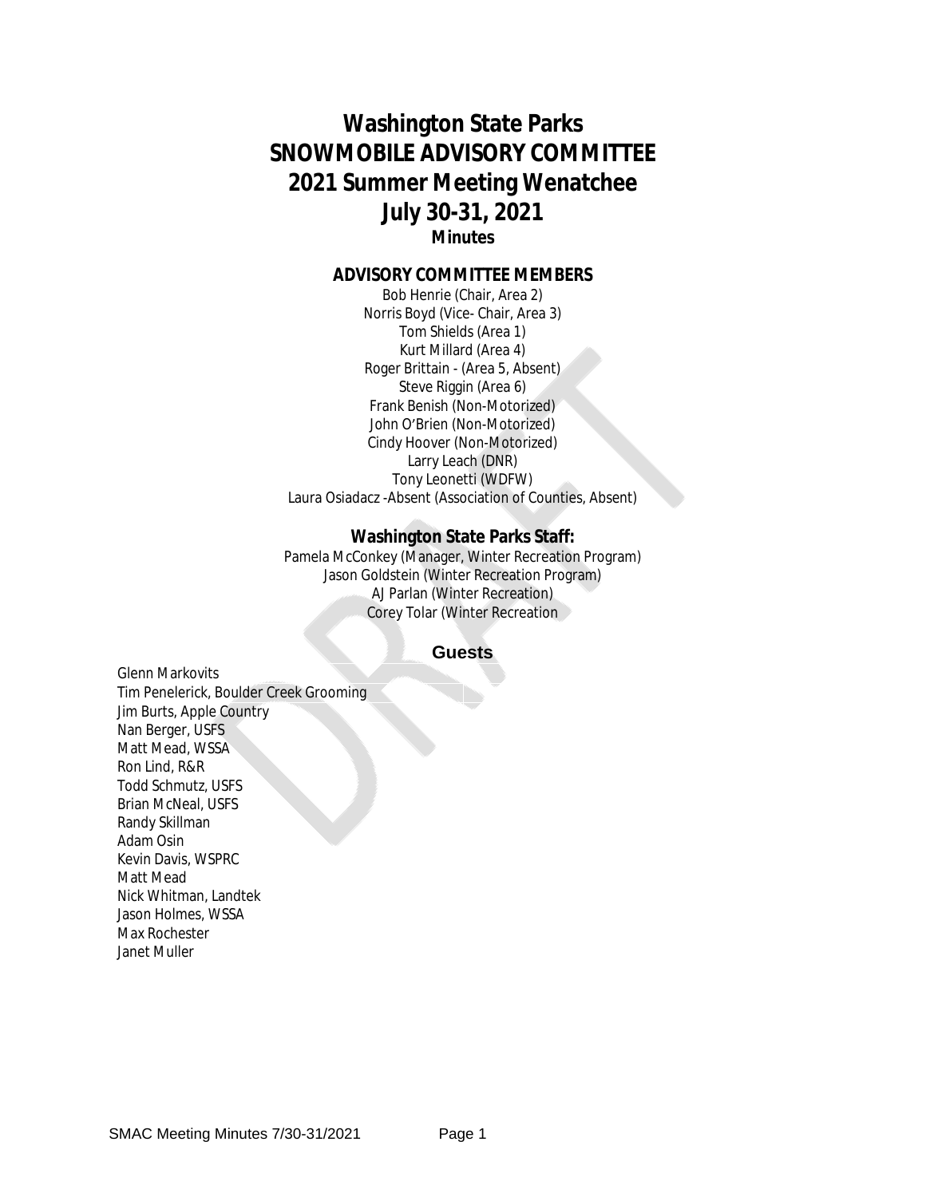# Washington State Parks
# SNOWMOBILE ADVISORY COMMITTEE
# 2021 Summer Meeting Wenatchee
# July 30-31, 2021

**Minutes**

## ADVISORY COMMITTEE MEMBERS

Bob Henrie (Chair, Area 2)
Norris Boyd (Vice- Chair, Area 3)
Tom Shields (Area 1)
Kurt Millard (Area 4)
Roger Brittain - (Area 5, Absent)
Steve Riggin (Area 6)
Frank Benish (Non-Motorized)
John O'Brien (Non-Motorized)
Cindy Hoover (Non-Motorized)
Larry Leach (DNR)
Tony Leonetti (WDFW)
Laura Osiadacz -Absent (Association of Counties, Absent)

## Washington State Parks Staff:

Pamela McConkey (Manager, Winter Recreation Program)
Jason Goldstein (Winter Recreation Program)
AJ Parlan (Winter Recreation)
Corey Tolar (Winter Recreation

## Guests

Glenn Markovits
Tim Penelerick, Boulder Creek Grooming
Jim Burts, Apple Country
Nan Berger, USFS
Matt Mead, WSSA
Ron Lind, R&R
Todd Schmutz, USFS
Brian McNeal, USFS
Randy Skillman
Adam Osin
Kevin Davis, WSPRC
Matt Mead
Nick Whitman, Landtek
Jason Holmes, WSSA
Max Rochester
Janet Muller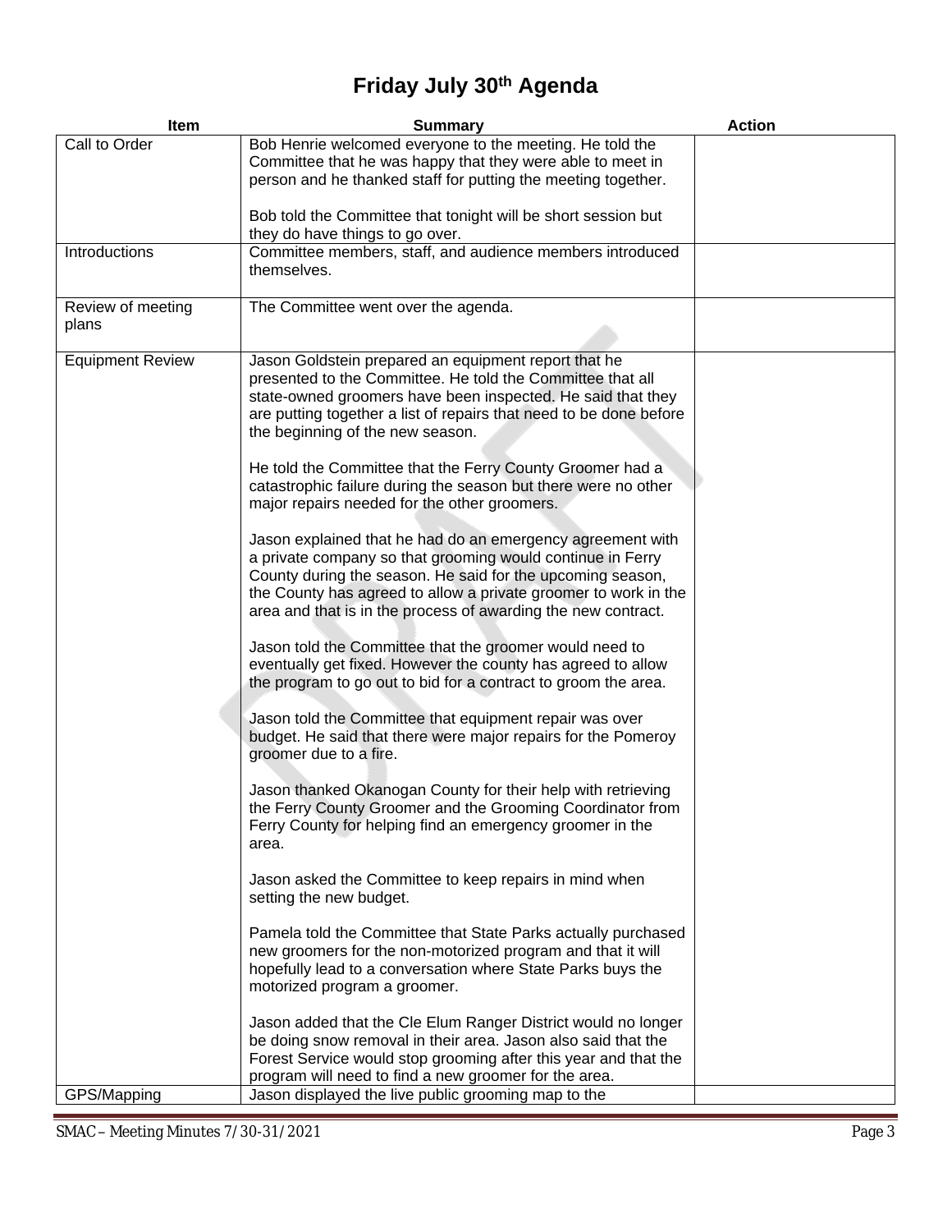# Friday July 30th Agenda

| Item | Summary | Action |
|---|---|---|
| Call to Order | Bob Henrie welcomed everyone to the meeting. He told the Committee that he was happy that they were able to meet in person and he thanked staff for putting the meeting together.<br><br>Bob told the Committee that tonight will be short session but they do have things to go over. | |
| Introductions | Committee members, staff, and audience members introduced themselves. | |
| Review of meeting plans | The Committee went over the agenda. | |
| Equipment Review | Jason Goldstein prepared an equipment report that he presented to the Committee. He told the Committee that all state-owned groomers have been inspected. He said that they are putting together a list of repairs that need to be done before the beginning of the new season.<br><br>He told the Committee that the Ferry County Groomer had a catastrophic failure during the season but there were no other major repairs needed for the other groomers.<br><br>Jason explained that he had do an emergency agreement with a private company so that grooming would continue in Ferry County during the season. He said for the upcoming season, the County has agreed to allow a private groomer to work in the area and that is in the process of awarding the new contract.<br><br>Jason told the Committee that the groomer would need to eventually get fixed. However the county has agreed to allow the program to go out to bid for a contract to groom the area.<br><br>Jason told the Committee that equipment repair was over budget. He said that there were major repairs for the Pomeroy groomer due to a fire.<br><br>Jason thanked Okanogan County for their help with retrieving the Ferry County Groomer and the Grooming Coordinator from Ferry County for helping find an emergency groomer in the area.<br><br>Jason asked the Committee to keep repairs in mind when setting the new budget.<br><br>Pamela told the Committee that State Parks actually purchased new groomers for the non-motorized program and that it will hopefully lead to a conversation where State Parks buys the motorized program a groomer.<br><br>Jason added that the Cle Elum Ranger District would no longer be doing snow removal in their area. Jason also said that the Forest Service would stop grooming after this year and that the program will need to find a new groomer for the area. | |
| GPS/Mapping | Jason displayed the live public grooming map to the | |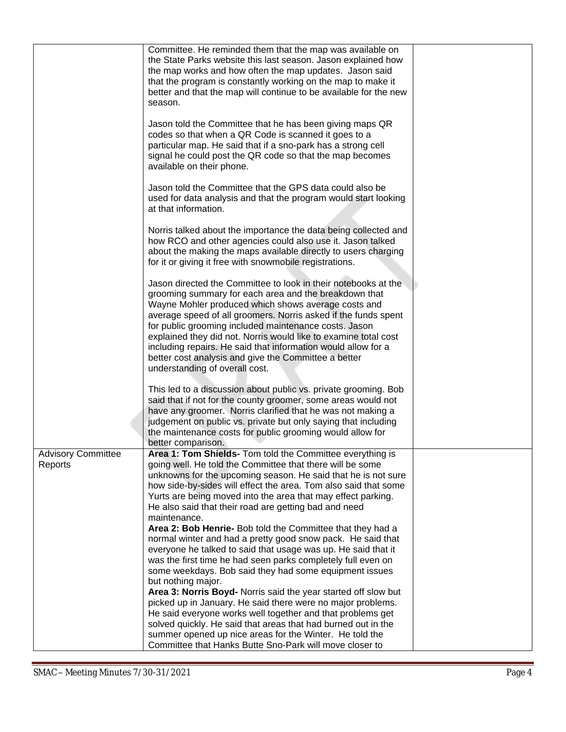| | | |
|---|---|---|
| | Committee. He reminded them that the map was available on the State Parks website this last season. Jason explained how the map works and how often the map updates. Jason said that the program is constantly working on the map to make it better and that the map will continue to be available for the new season.<br><br>Jason told the Committee that he has been giving maps QR codes so that when a QR Code is scanned it goes to a particular map. He said that if a sno-park has a strong cell signal he could post the QR code so that the map becomes available on their phone.<br><br>Jason told the Committee that the GPS data could also be used for data analysis and that the program would start looking at that information.<br><br>Norris talked about the importance the data being collected and how RCO and other agencies could also use it. Jason talked about the making the maps available directly to users charging for it or giving it free with snowmobile registrations.<br><br>Jason directed the Committee to look in their notebooks at the grooming summary for each area and the breakdown that Wayne Mohler produced which shows average costs and average speed of all groomers. Norris asked if the funds spent for public grooming included maintenance costs. Jason explained they did not. Norris would like to examine total cost including repairs. He said that information would allow for a better cost analysis and give the Committee a better understanding of overall cost.<br><br>This led to a discussion about public vs. private grooming. Bob said that if not for the county groomer, some areas would not have any groomer. Norris clarified that he was not making a judgement on public vs. private but only saying that including the maintenance costs for public grooming would allow for better comparison. | |
| Advisory Committee Reports | **Area 1: Tom Shields-** Tom told the Committee everything is going well. He told the Committee that there will be some unknowns for the upcoming season. He said that he is not sure how side-by-sides will effect the area. Tom also said that some Yurts are being moved into the area that may effect parking. He also said that their road are getting bad and need maintenance.<br>**Area 2: Bob Henrie-** Bob told the Committee that they had a normal winter and had a pretty good snow pack. He said that everyone he talked to said that usage was up. He said that it was the first time he had seen parks completely full even on some weekdays. Bob said they had some equipment issues but nothing major.<br>**Area 3: Norris Boyd-** Norris said the year started off slow but picked up in January. He said there were no major problems. He said everyone works well together and that problems get solved quickly. He said that areas that had burned out in the summer opened up nice areas for the Winter. He told the Committee that Hanks Butte Sno-Park will move closer to | |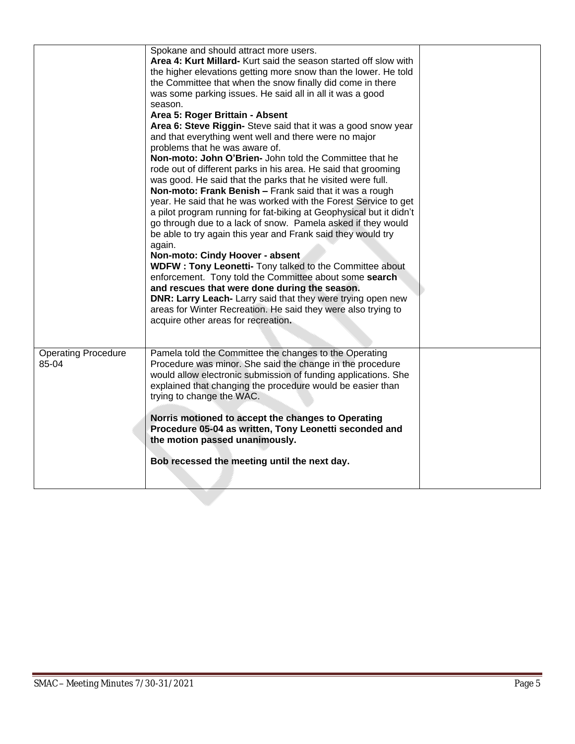| | | |
|---|---|---|
| | Spokane and should attract more users.<br>**Area 4: Kurt Millard-** Kurt said the season started off slow with the higher elevations getting more snow than the lower. He told the Committee that when the snow finally did come in there was some parking issues. He said all in all it was a good season.<br>**Area 5: Roger Brittain - Absent**<br>**Area 6: Steve Riggin-** Steve said that it was a good snow year and that everything went well and there were no major problems that he was aware of.<br>**Non-moto: John O'Brien-** John told the Committee that he rode out of different parks in his area. He said that grooming was good. He said that the parks that he visited were full.<br>**Non-moto: Frank Benish –** Frank said that it was a rough year. He said that he was worked with the Forest Service to get a pilot program running for fat-biking at Geophysical but it didn't go through due to a lack of snow. Pamela asked if they would be able to try again this year and Frank said they would try again.<br>**Non-moto: Cindy Hoover - absent**<br>**WDFW : Tony Leonetti-** Tony talked to the Committee about enforcement. Tony told the Committee about some **search and rescues that were done during the season.**<br>**DNR: Larry Leach-** Larry said that they were trying open new areas for Winter Recreation. He said they were also trying to acquire other areas for recreation**.** | |
| Operating Procedure 85-04 | Pamela told the Committee the changes to the Operating Procedure was minor. She said the change in the procedure would allow electronic submission of funding applications. She explained that changing the procedure would be easier than trying to change the WAC.<br><br>**Norris motioned to accept the changes to Operating Procedure 05-04 as written, Tony Leonetti seconded and the motion passed unanimously.**<br><br>**Bob recessed the meeting until the next day.** | |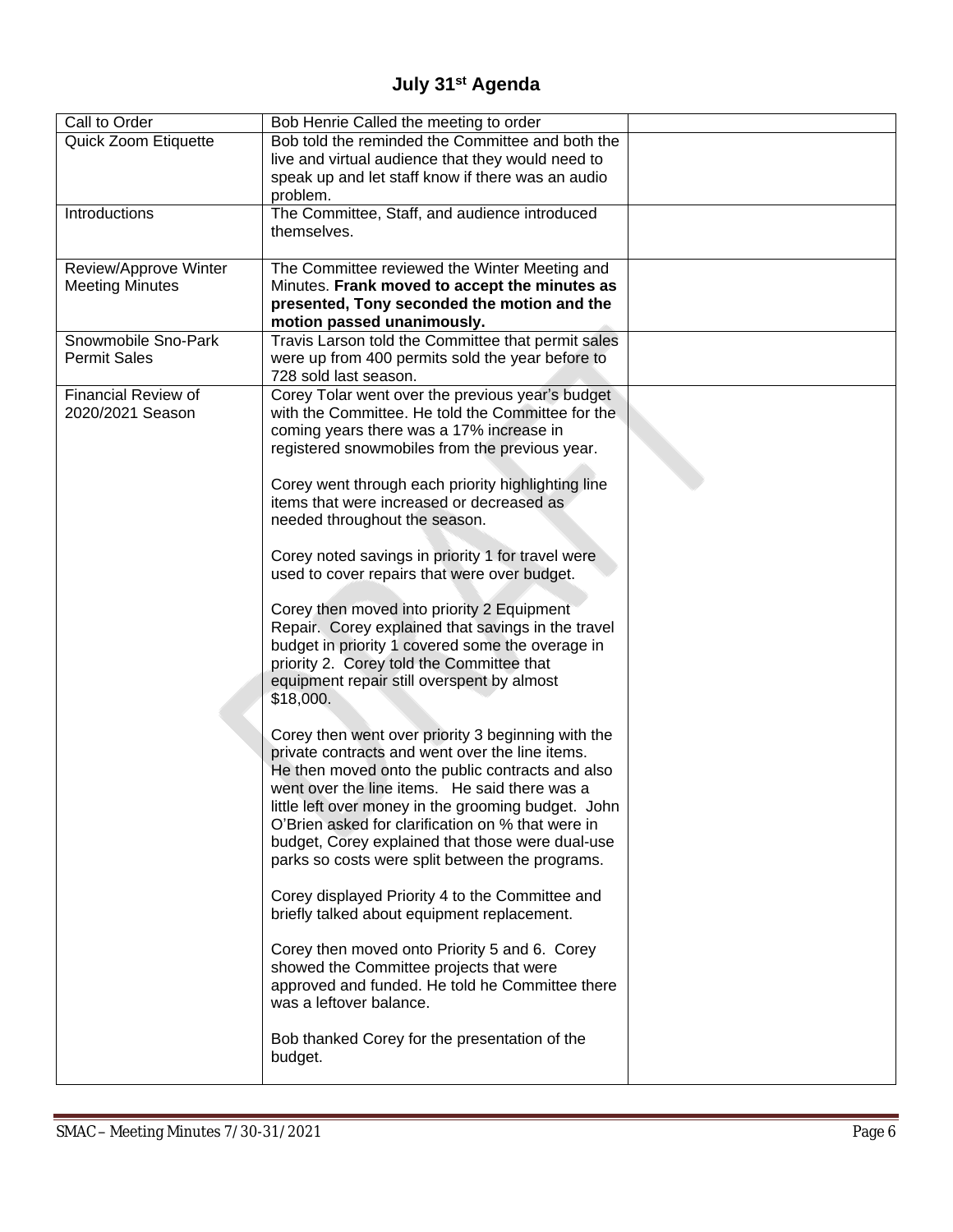# July 31st Agenda

| | | |
|---|---|---|
| Call to Order | Bob Henrie Called the meeting to order | |
| Quick Zoom Etiquette | Bob told the reminded the Committee and both the live and virtual audience that they would need to speak up and let staff know if there was an audio problem. | |
| Introductions | The Committee, Staff, and audience introduced themselves. | |
| Review/Approve Winter Meeting Minutes | The Committee reviewed the Winter Meeting and Minutes. **Frank moved to accept the minutes as presented, Tony seconded the motion and the motion passed unanimously.** | |
| Snowmobile Sno-Park Permit Sales | Travis Larson told the Committee that permit sales were up from 400 permits sold the year before to 728 sold last season. | |
| Financial Review of 2020/2021 Season | Corey Tolar went over the previous year's budget with the Committee. He told the Committee for the coming years there was a 17% increase in registered snowmobiles from the previous year.<br><br>Corey went through each priority highlighting line items that were increased or decreased as needed throughout the season.<br><br>Corey noted savings in priority 1 for travel were used to cover repairs that were over budget.<br><br>Corey then moved into priority 2 Equipment Repair. Corey explained that savings in the travel budget in priority 1 covered some the overage in priority 2. Corey told the Committee that equipment repair still overspent by almost $18,000.<br><br>Corey then went over priority 3 beginning with the private contracts and went over the line items. He then moved onto the public contracts and also went over the line items. He said there was a little left over money in the grooming budget. John O'Brien asked for clarification on % that were in budget, Corey explained that those were dual-use parks so costs were split between the programs.<br><br>Corey displayed Priority 4 to the Committee and briefly talked about equipment replacement.<br><br>Corey then moved onto Priority 5 and 6. Corey showed the Committee projects that were approved and funded. He told he Committee there was a leftover balance.<br><br>Bob thanked Corey for the presentation of the budget. | |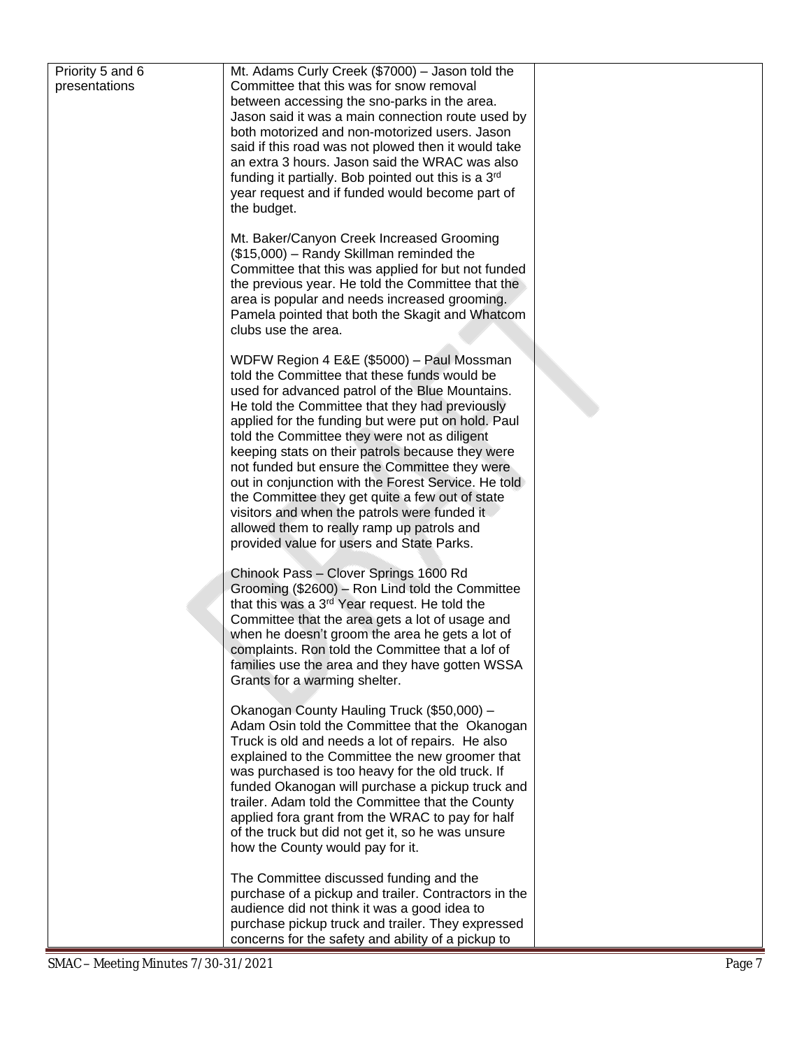| | | |
|---|---|---|
| Priority 5 and 6 presentations | Mt. Adams Curly Creek ($7000) – Jason told the Committee that this was for snow removal between accessing the sno-parks in the area. Jason said it was a main connection route used by both motorized and non-motorized users. Jason said if this road was not plowed then it would take an extra 3 hours. Jason said the WRAC was also funding it partially. Bob pointed out this is a 3rd year request and if funded would become part of the budget.<br><br>Mt. Baker/Canyon Creek Increased Grooming ($15,000) – Randy Skillman reminded the Committee that this was applied for but not funded the previous year. He told the Committee that the area is popular and needs increased grooming. Pamela pointed that both the Skagit and Whatcom clubs use the area.<br><br>WDFW Region 4 E&E ($5000) – Paul Mossman told the Committee that these funds would be used for advanced patrol of the Blue Mountains. He told the Committee that they had previously applied for the funding but were put on hold. Paul told the Committee they were not as diligent keeping stats on their patrols because they were not funded but ensure the Committee they were out in conjunction with the Forest Service. He told the Committee they get quite a few out of state visitors and when the patrols were funded it allowed them to really ramp up patrols and provided value for users and State Parks.<br><br>Chinook Pass – Clover Springs 1600 Rd Grooming ($2600) – Ron Lind told the Committee that this was a 3rd Year request. He told the Committee that the area gets a lot of usage and when he doesn't groom the area he gets a lot of complaints. Ron told the Committee that a lof of families use the area and they have gotten WSSA Grants for a warming shelter.<br><br>Okanogan County Hauling Truck ($50,000) – Adam Osin told the Committee that the Okanogan Truck is old and needs a lot of repairs. He also explained to the Committee the new groomer that was purchased is too heavy for the old truck. If funded Okanogan will purchase a pickup truck and trailer. Adam told the Committee that the County applied fora grant from the WRAC to pay for half of the truck but did not get it, so he was unsure how the County would pay for it.<br><br>The Committee discussed funding and the purchase of a pickup and trailer. Contractors in the audience did not think it was a good idea to purchase pickup truck and trailer. They expressed concerns for the safety and ability of a pickup to | |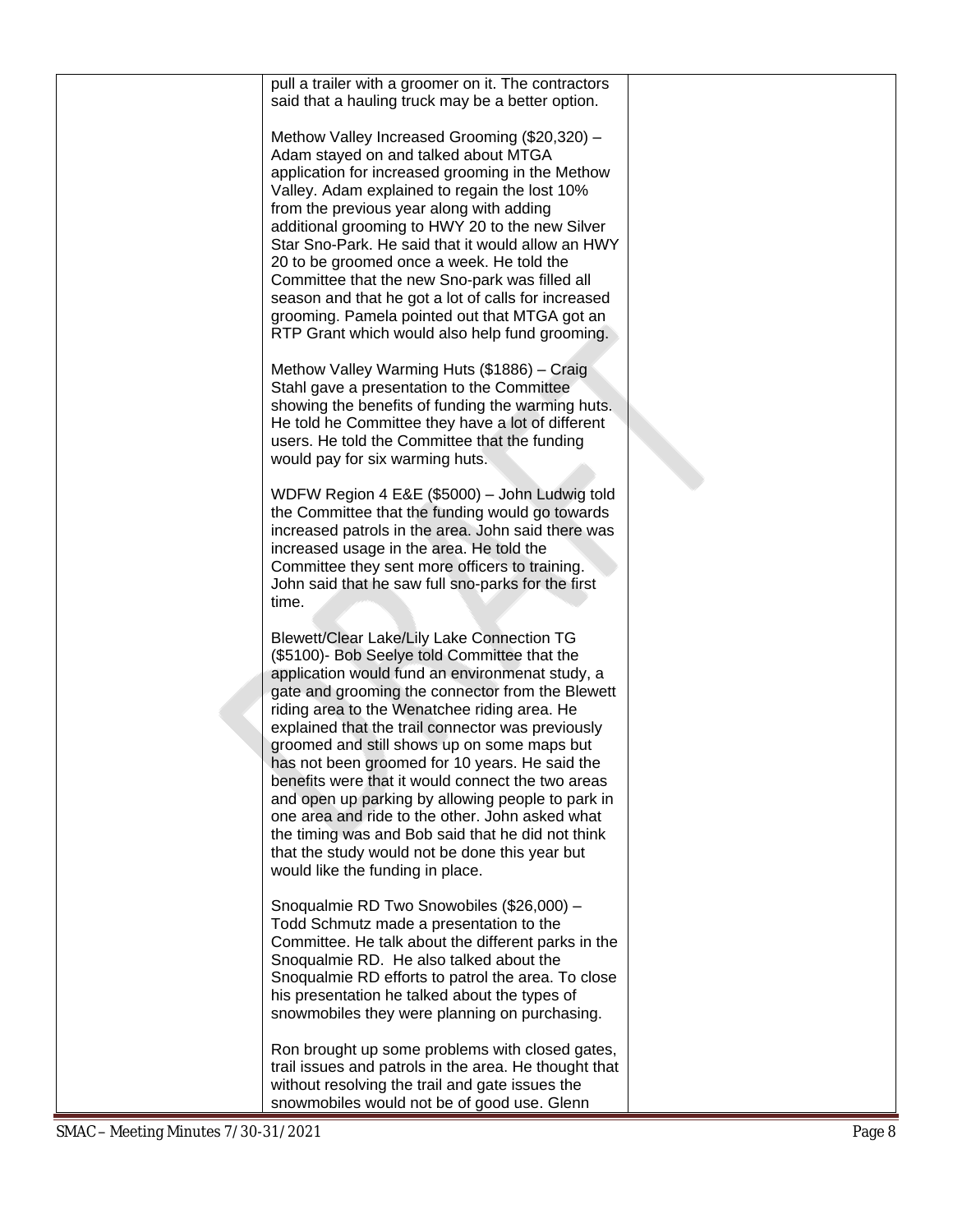| | pull a trailer with a groomer on it. The contractors said that a hauling truck may be a better option.<br><br>Methow Valley Increased Grooming ($20,320) – Adam stayed on and talked about MTGA application for increased grooming in the Methow Valley. Adam explained to regain the lost 10% from the previous year along with adding additional grooming to HWY 20 to the new Silver Star Sno-Park. He said that it would allow an HWY 20 to be groomed once a week. He told the Committee that the new Sno-park was filled all season and that he got a lot of calls for increased grooming. Pamela pointed out that MTGA got an RTP Grant which would also help fund grooming.<br><br>Methow Valley Warming Huts ($1886) – Craig Stahl gave a presentation to the Committee showing the benefits of funding the warming huts. He told he Committee they have a lot of different users. He told the Committee that the funding would pay for six warming huts.<br><br>WDFW Region 4 E&E ($5000) – John Ludwig told the Committee that the funding would go towards increased patrols in the area. John said there was increased usage in the area. He told the Committee they sent more officers to training. John said that he saw full sno-parks for the first time.<br><br>Blewett/Clear Lake/Lily Lake Connection TG ($5100)- Bob Seelye told Committee that the application would fund an environmenat study, a gate and grooming the connector from the Blewett riding area to the Wenatchee riding area. He explained that the trail connector was previously groomed and still shows up on some maps but has not been groomed for 10 years. He said the benefits were that it would connect the two areas and open up parking by allowing people to park in one area and ride to the other. John asked what the timing was and Bob said that he did not think that the study would not be done this year but would like the funding in place.<br><br>Snoqualmie RD Two Snowobiles ($26,000) – Todd Schmutz made a presentation to the Committee. He talk about the different parks in the Snoqualmie RD. He also talked about the Snoqualmie RD efforts to patrol the area. To close his presentation he talked about the types of snowmobiles they were planning on purchasing.<br><br>Ron brought up some problems with closed gates, trail issues and patrols in the area. He thought that without resolving the trail and gate issues the snowmobiles would not be of good use. Glenn | |
|---|---|---|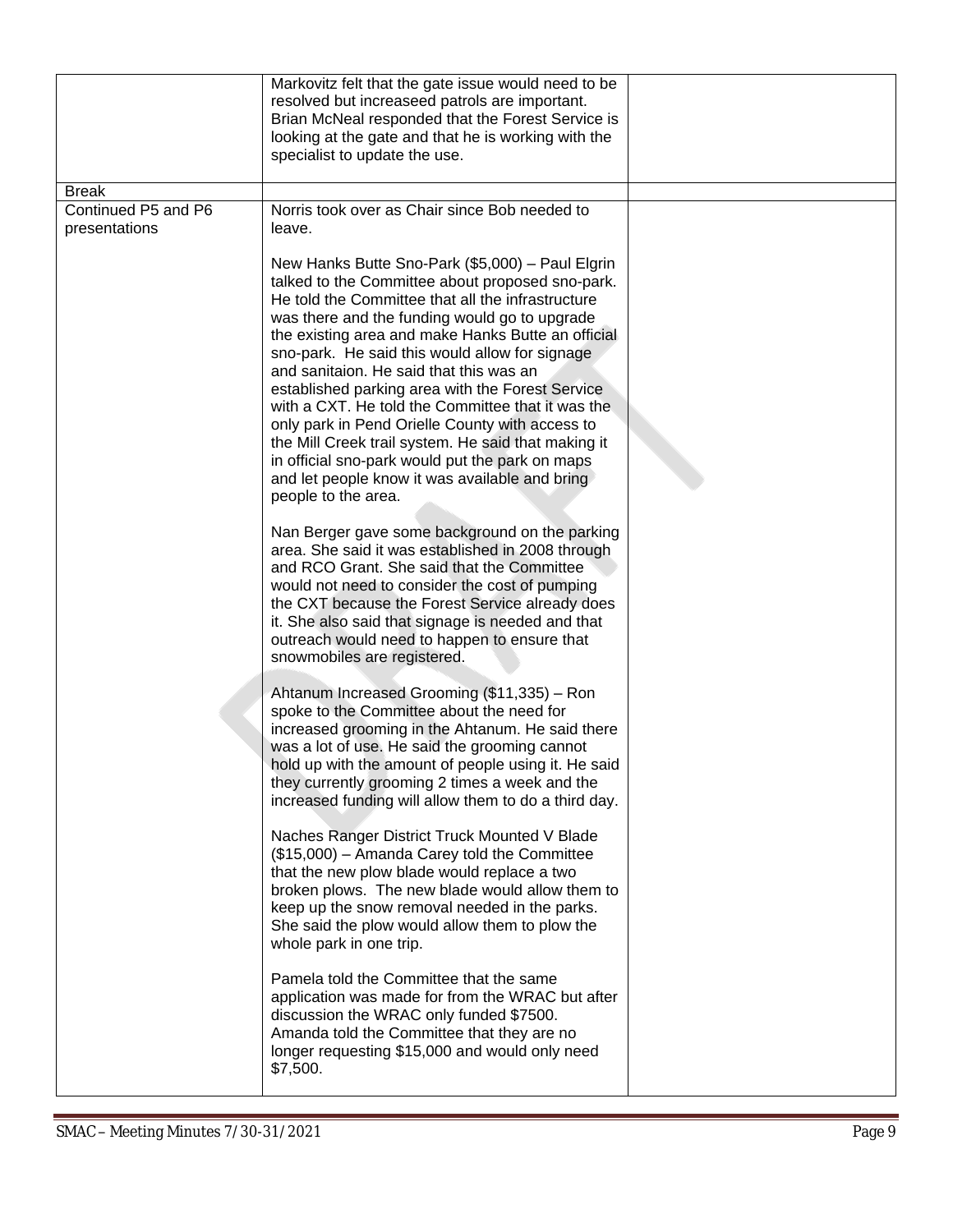| | | |
|---|---|---|
| | Markovitz felt that the gate issue would need to be resolved but increaseed patrols are important. Brian McNeal responded that the Forest Service is looking at the gate and that he is working with the specialist to update the use. | |
| Break | | |
| Continued P5 and P6 presentations | Norris took over as Chair since Bob needed to leave.<br><br>New Hanks Butte Sno-Park ($5,000) – Paul Elgrin talked to the Committee about proposed sno-park. He told the Committee that all the infrastructure was there and the funding would go to upgrade the existing area and make Hanks Butte an official sno-park. He said this would allow for signage and sanitaion. He said that this was an established parking area with the Forest Service with a CXT. He told the Committee that it was the only park in Pend Orielle County with access to the Mill Creek trail system. He said that making it in official sno-park would put the park on maps and let people know it was available and bring people to the area.<br><br>Nan Berger gave some background on the parking area. She said it was established in 2008 through and RCO Grant. She said that the Committee would not need to consider the cost of pumping the CXT because the Forest Service already does it. She also said that signage is needed and that outreach would need to happen to ensure that snowmobiles are registered.<br><br>Ahtanum Increased Grooming ($11,335) – Ron spoke to the Committee about the need for increased grooming in the Ahtanum. He said there was a lot of use. He said the grooming cannot hold up with the amount of people using it. He said they currently grooming 2 times a week and the increased funding will allow them to do a third day.<br><br>Naches Ranger District Truck Mounted V Blade ($15,000) – Amanda Carey told the Committee that the new plow blade would replace a two broken plows. The new blade would allow them to keep up the snow removal needed in the parks. She said the plow would allow them to plow the whole park in one trip.<br><br>Pamela told the Committee that the same application was made for from the WRAC but after discussion the WRAC only funded $7500. Amanda told the Committee that they are no longer requesting $15,000 and would only need $7,500. | |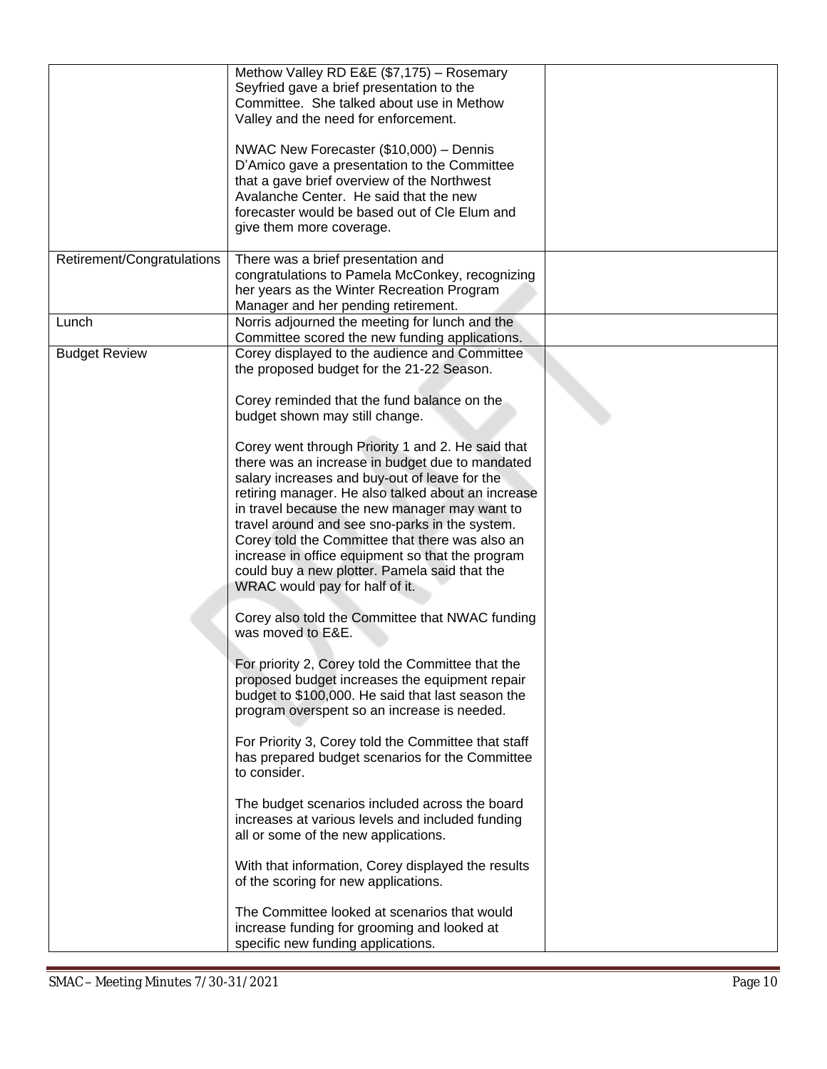| | | |
|---|---|---|
| | Methow Valley RD E&E ($7,175) – Rosemary Seyfried gave a brief presentation to the Committee. She talked about use in Methow Valley and the need for enforcement.<br><br>NWAC New Forecaster ($10,000) – Dennis D'Amico gave a presentation to the Committee that a gave brief overview of the Northwest Avalanche Center. He said that the new forecaster would be based out of Cle Elum and give them more coverage. | |
| Retirement/Congratulations | There was a brief presentation and congratulations to Pamela McConkey, recognizing her years as the Winter Recreation Program Manager and her pending retirement. | |
| Lunch | Norris adjourned the meeting for lunch and the Committee scored the new funding applications. | |
| Budget Review | Corey displayed to the audience and Committee the proposed budget for the 21-22 Season.<br><br>Corey reminded that the fund balance on the budget shown may still change.<br><br>Corey went through Priority 1 and 2. He said that there was an increase in budget due to mandated salary increases and buy-out of leave for the retiring manager. He also talked about an increase in travel because the new manager may want to travel around and see sno-parks in the system. Corey told the Committee that there was also an increase in office equipment so that the program could buy a new plotter. Pamela said that the WRAC would pay for half of it.<br><br>Corey also told the Committee that NWAC funding was moved to E&E.<br><br>For priority 2, Corey told the Committee that the proposed budget increases the equipment repair budget to $100,000. He said that last season the program overspent so an increase is needed.<br><br>For Priority 3, Corey told the Committee that staff has prepared budget scenarios for the Committee to consider.<br><br>The budget scenarios included across the board increases at various levels and included funding all or some of the new applications.<br><br>With that information, Corey displayed the results of the scoring for new applications.<br><br>The Committee looked at scenarios that would increase funding for grooming and looked at specific new funding applications. | |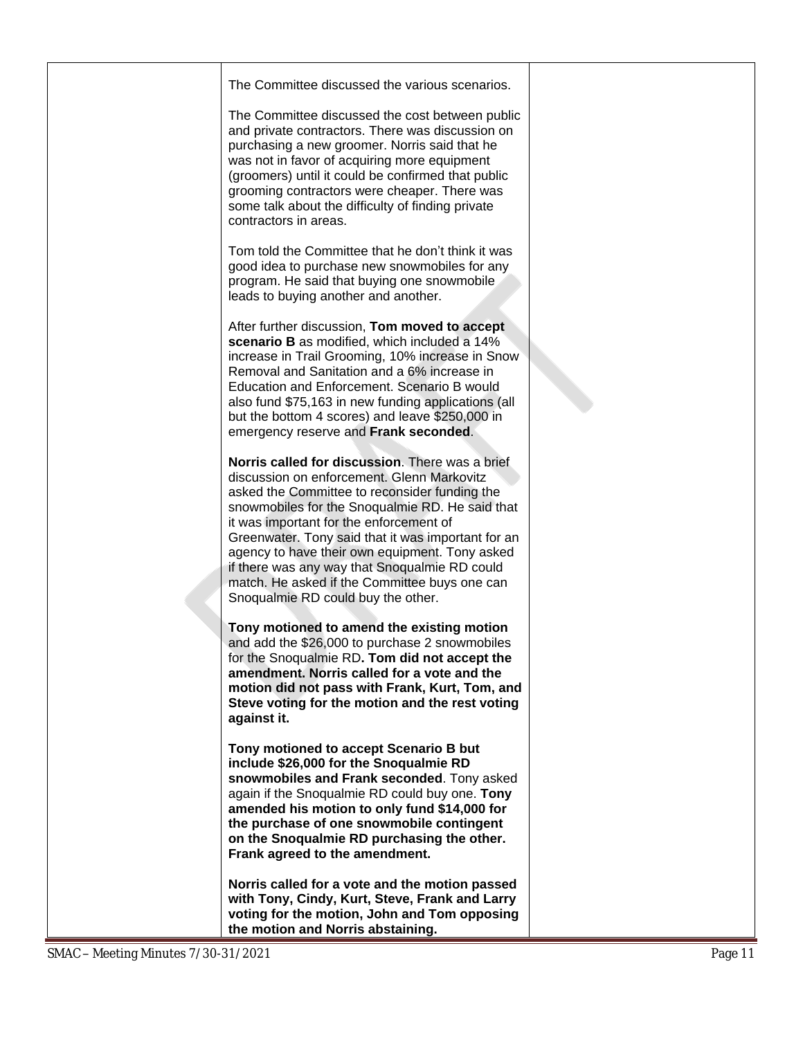| | | |
|---|---|---|
| | The Committee discussed the various scenarios.<br><br>The Committee discussed the cost between public and private contractors. There was discussion on purchasing a new groomer. Norris said that he was not in favor of acquiring more equipment (groomers) until it could be confirmed that public grooming contractors were cheaper. There was some talk about the difficulty of finding private contractors in areas.<br><br>Tom told the Committee that he don't think it was good idea to purchase new snowmobiles for any program. He said that buying one snowmobile leads to buying another and another.<br><br>After further discussion, **Tom moved to accept scenario B** as modified, which included a 14% increase in Trail Grooming, 10% increase in Snow Removal and Sanitation and a 6% increase in Education and Enforcement. Scenario B would also fund $75,163 in new funding applications (all but the bottom 4 scores) and leave $250,000 in emergency reserve and **Frank seconded**.<br><br>**Norris called for discussion**. There was a brief discussion on enforcement. Glenn Markovitz asked the Committee to reconsider funding the snowmobiles for the Snoqualmie RD. He said that it was important for the enforcement of Greenwater. Tony said that it was important for an agency to have their own equipment. Tony asked if there was any way that Snoqualmie RD could match. He asked if the Committee buys one can Snoqualmie RD could buy the other.<br><br>**Tony motioned to amend the existing motion** and add the $26,000 to purchase 2 snowmobiles for the Snoqualmie RD**. Tom did not accept the amendment. Norris called for a vote and the motion did not pass with Frank, Kurt, Tom, and Steve voting for the motion and the rest voting against it.**<br><br>**Tony motioned to accept Scenario B but include $26,000 for the Snoqualmie RD snowmobiles and Frank seconded**. Tony asked again if the Snoqualmie RD could buy one. **Tony amended his motion to only fund $14,000 for the purchase of one snowmobile contingent on the Snoqualmie RD purchasing the other. Frank agreed to the amendment.**<br><br>**Norris called for a vote and the motion passed with Tony, Cindy, Kurt, Steve, Frank and Larry voting for the motion, John and Tom opposing the motion and Norris abstaining.** | |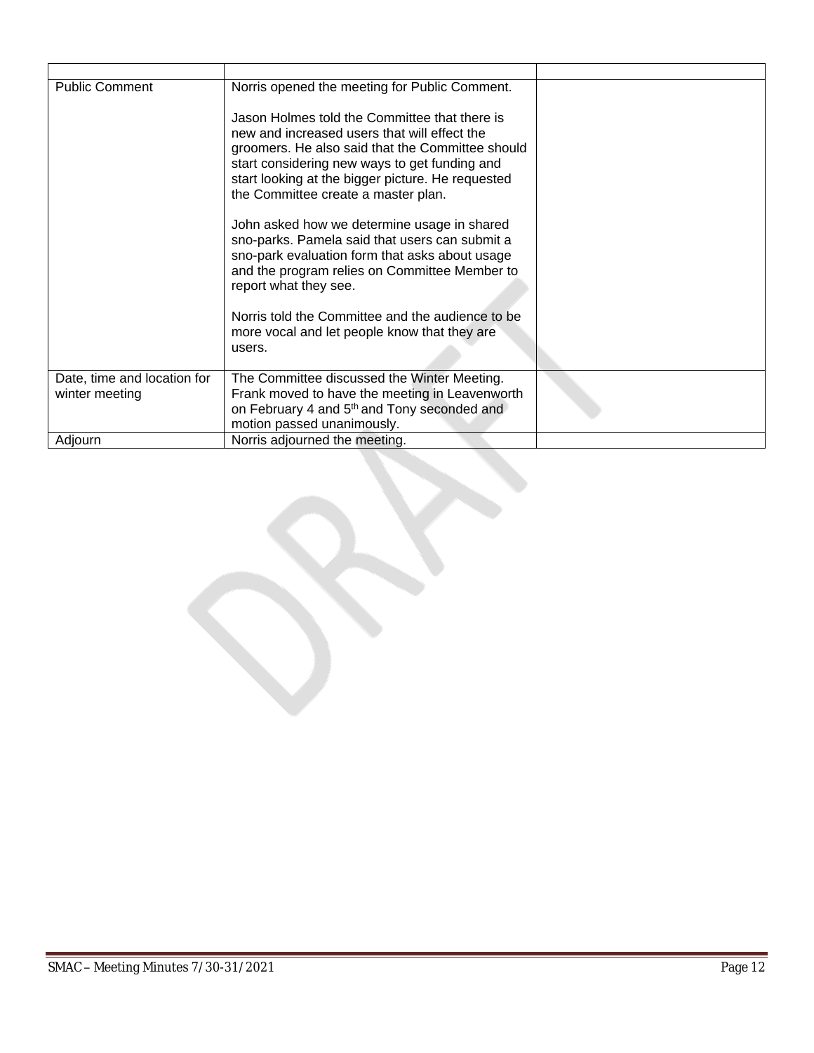| | | |
|---|---|---|
| Public Comment | Norris opened the meeting for Public Comment.<br><br>Jason Holmes told the Committee that there is new and increased users that will effect the groomers. He also said that the Committee should start considering new ways to get funding and start looking at the bigger picture. He requested the Committee create a master plan.<br><br>John asked how we determine usage in shared sno-parks. Pamela said that users can submit a sno-park evaluation form that asks about usage and the program relies on Committee Member to report what they see.<br><br>Norris told the Committee and the audience to be more vocal and let people know that they are users. | |
| Date, time and location for winter meeting | The Committee discussed the Winter Meeting. Frank moved to have the meeting in Leavenworth on February 4 and 5th and Tony seconded and motion passed unanimously. | |
| Adjourn | Norris adjourned the meeting. | |

DRAFT